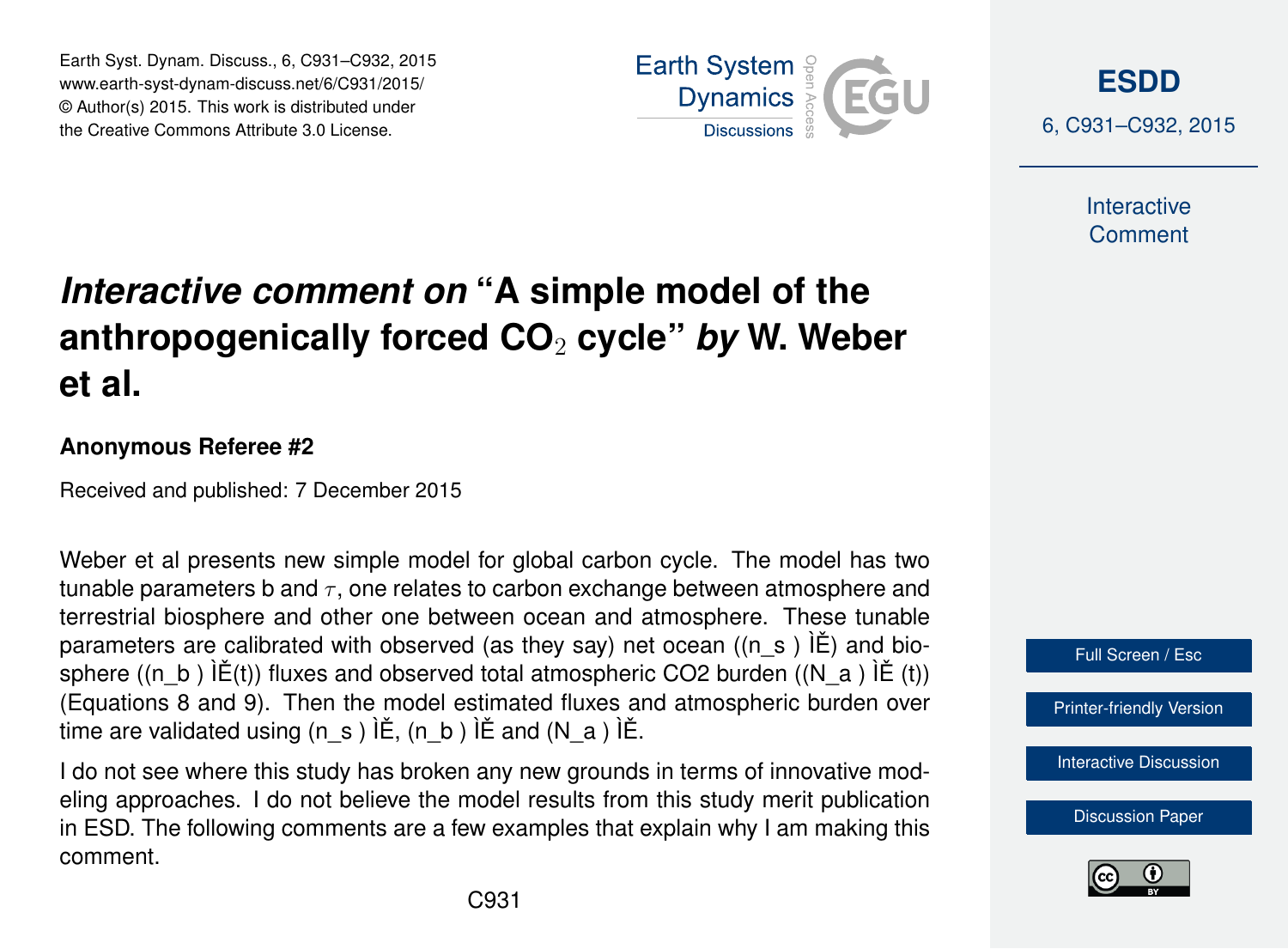# *Interactive comment on* "A simple model of the anthropogenically forced $CO_2$ cycle" *by* W. Weber et al.

**Anonymous Referee #2**

Received and published: 7 December 2015

Weber et al presents new simple model for global carbon cycle. The model has two tunable parameters b and $\tau$, one relates to carbon exchange between atmosphere and terrestrial biosphere and other one between ocean and atmosphere. These tunable parameters are calibrated with observed (as they say) net ocean ((n_s ) ÌË) and biosphere ((n_b ) ÌĚ(t)) fluxes and observed total atmospheric CO2 burden ((N_a ) ÌĚ (t)) (Equations 8 and 9). Then the model estimated fluxes and atmospheric burden over time are validated using (n_s ) ÌĚ, (n_b ) ÌĚ and (N_a ) ÌĚ.

I do not see where this study has broken any new grounds in terms of innovative modeling approaches. I do not believe the model results from this study merit publication in ESD. The following comments are a few examples that explain why I am making this comment.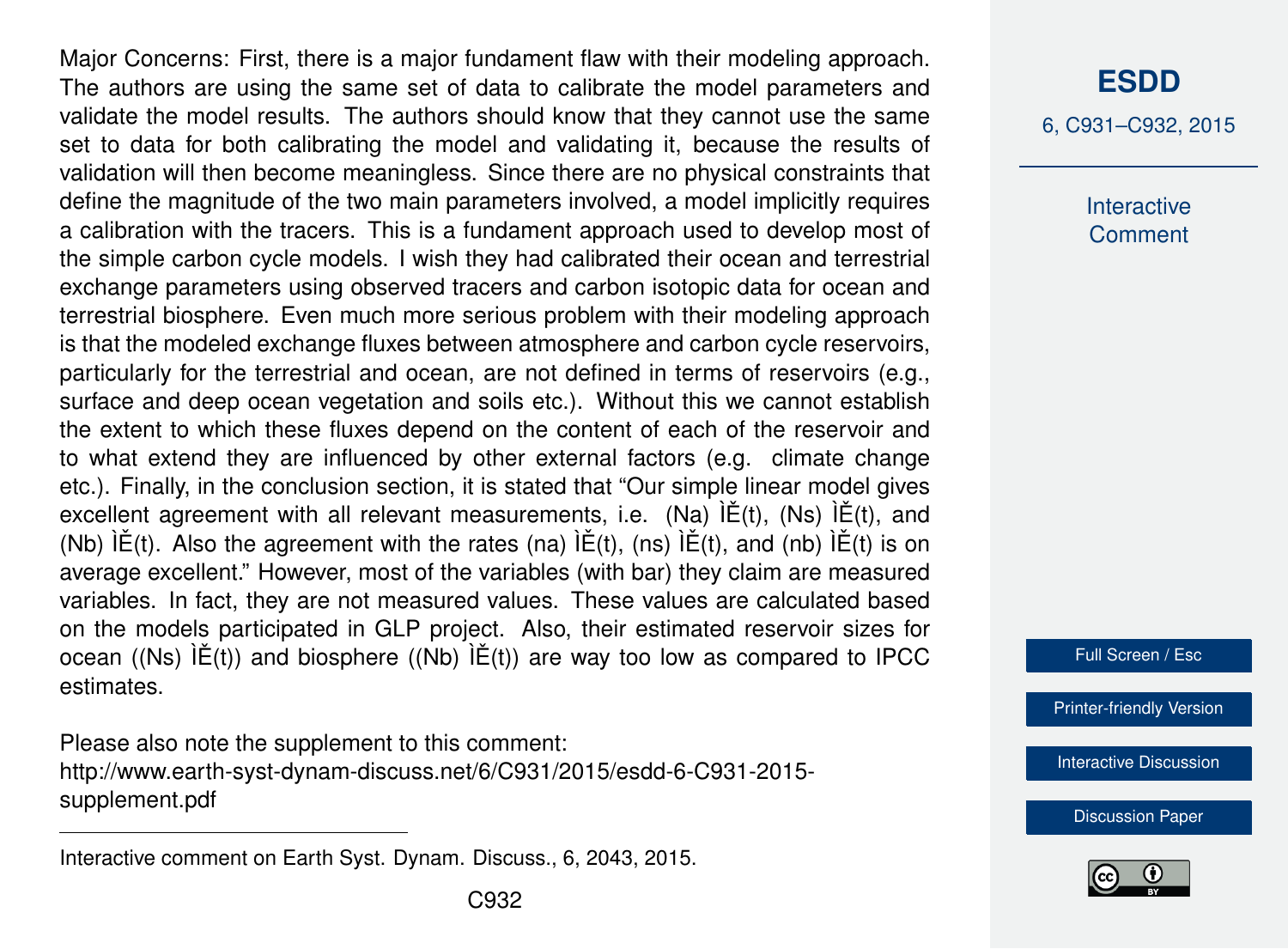Major Concerns: First, there is a major fundament flaw with their modeling approach. The authors are using the same set of data to calibrate the model parameters and validate the model results. The authors should know that they cannot use the same set to data for both calibrating the model and validating it, because the results of validation will then become meaningless. Since there are no physical constraints that define the magnitude of the two main parameters involved, a model implicitly requires a calibration with the tracers. This is a fundament approach used to develop most of the simple carbon cycle models. I wish they had calibrated their ocean and terrestrial exchange parameters using observed tracers and carbon isotopic data for ocean and terrestrial biosphere. Even much more serious problem with their modeling approach is that the modeled exchange fluxes between atmosphere and carbon cycle reservoirs, particularly for the terrestrial and ocean, are not defined in terms of reservoirs (e.g., surface and deep ocean vegetation and soils etc.). Without this we cannot establish the extent to which these fluxes depend on the content of each of the reservoir and to what extend they are influenced by other external factors (e.g. climate change etc.). Finally, in the conclusion section, it is stated that "Our simple linear model gives excellent agreement with all relevant measurements, i.e. (Na) ÌĚ(t), (Ns) ÌĚ(t), and (Nb) ÌĚ(t). Also the agreement with the rates (na) ÌĚ(t), (ns) ÌĚ(t), and (nb) ÌĚ(t) is on average excellent." However, most of the variables (with bar) they claim are measured variables. In fact, they are not measured values. These values are calculated based on the models participated in GLP project. Also, their estimated reservoir sizes for ocean ((Ns) ÌĚ(t)) and biosphere ((Nb) ÌĚ(t)) are way too low as compared to IPCC estimates.

Please also note the supplement to this comment:
http://www.earth-syst-dynam-discuss.net/6/C931/2015/esdd-6-C931-2015-supplement.pdf